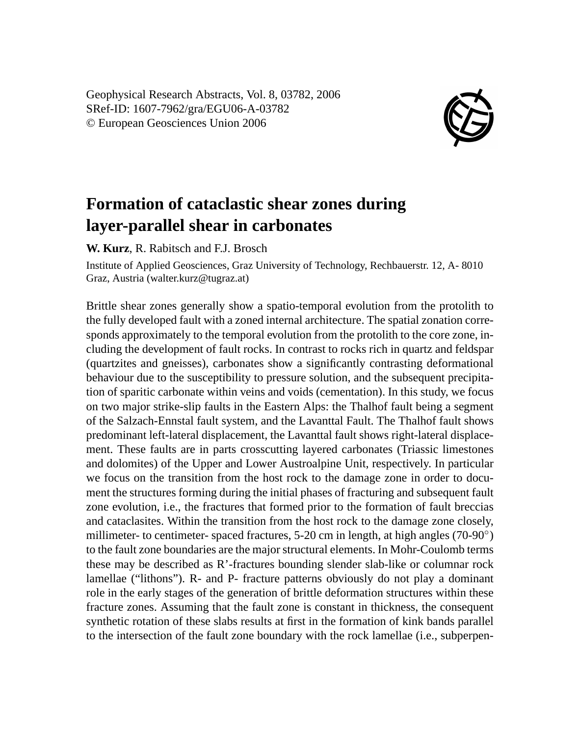Geophysical Research Abstracts, Vol. 8, 03782, 2006
SRef-ID: 1607-7962/gra/EGU06-A-03782
© European Geosciences Union 2006

# Formation of cataclastic shear zones during layer-parallel shear in carbonates

**W. Kurz**, R. Rabitsch and F.J. Brosch

Institute of Applied Geosciences, Graz University of Technology, Rechbauerstr. 12, A- 8010 Graz, Austria (walter.kurz@tugraz.at)

Brittle shear zones generally show a spatio-temporal evolution from the protolith to the fully developed fault with a zoned internal architecture. The spatial zonation corresponds approximately to the temporal evolution from the protolith to the core zone, including the development of fault rocks. In contrast to rocks rich in quartz and feldspar (quartzites and gneisses), carbonates show a significantly contrasting deformational behaviour due to the susceptibility to pressure solution, and the subsequent precipitation of sparitic carbonate within veins and voids (cementation). In this study, we focus on two major strike-slip faults in the Eastern Alps: the Thalhof fault being a segment of the Salzach-Ennstal fault system, and the Lavanttal Fault. The Thalhof fault shows predominant left-lateral displacement, the Lavanttal fault shows right-lateral displacement. These faults are in parts crosscutting layered carbonates (Triassic limestones and dolomites) of the Upper and Lower Austroalpine Unit, respectively. In particular we focus on the transition from the host rock to the damage zone in order to document the structures forming during the initial phases of fracturing and subsequent fault zone evolution, i.e., the fractures that formed prior to the formation of fault breccias and cataclasites. Within the transition from the host rock to the damage zone closely, millimeter- to centimeter- spaced fractures, 5-20 cm in length, at high angles (70-90°) to the fault zone boundaries are the major structural elements. In Mohr-Coulomb terms these may be described as R'-fractures bounding slender slab-like or columnar rock lamellae ("lithons"). R- and P- fracture patterns obviously do not play a dominant role in the early stages of the generation of brittle deformation structures within these fracture zones. Assuming that the fault zone is constant in thickness, the consequent synthetic rotation of these slabs results at first in the formation of kink bands parallel to the intersection of the fault zone boundary with the rock lamellae (i.e., subperpen-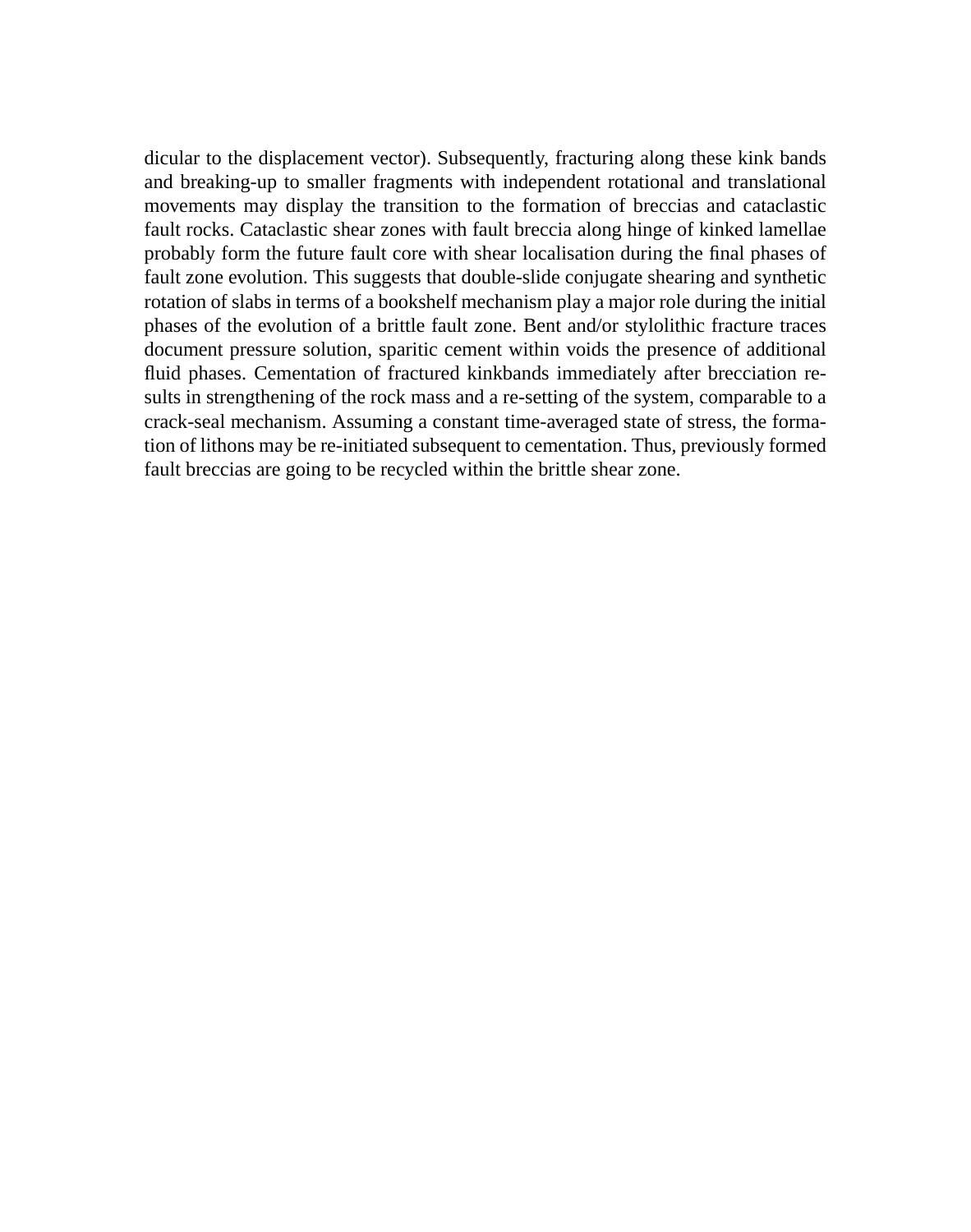dicular to the displacement vector). Subsequently, fracturing along these kink bands and breaking-up to smaller fragments with independent rotational and translational movements may display the transition to the formation of breccias and cataclastic fault rocks. Cataclastic shear zones with fault breccia along hinge of kinked lamellae probably form the future fault core with shear localisation during the final phases of fault zone evolution. This suggests that double-slide conjugate shearing and synthetic rotation of slabs in terms of a bookshelf mechanism play a major role during the initial phases of the evolution of a brittle fault zone. Bent and/or stylolithic fracture traces document pressure solution, sparitic cement within voids the presence of additional fluid phases. Cementation of fractured kinkbands immediately after brecciation results in strengthening of the rock mass and a re-setting of the system, comparable to a crack-seal mechanism. Assuming a constant time-averaged state of stress, the formation of lithons may be re-initiated subsequent to cementation. Thus, previously formed fault breccias are going to be recycled within the brittle shear zone.